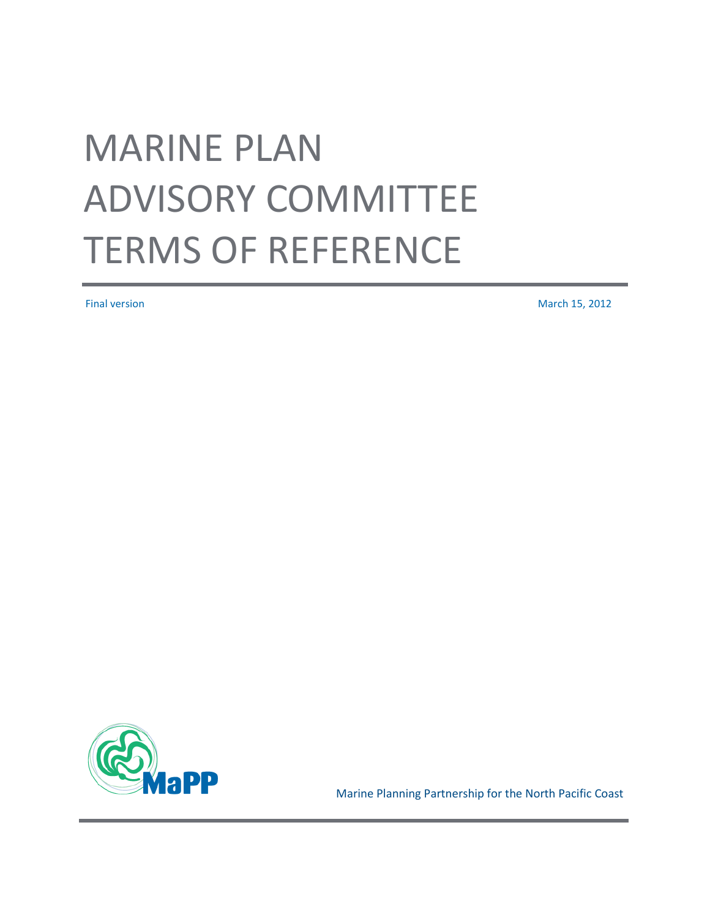# MARINE PLAN ADVISORY COMMITTEE TERMS OF REFERENCE

Final version

March 15, 2012

MaPP

Marine Planning Partnership for the North Pacific Coast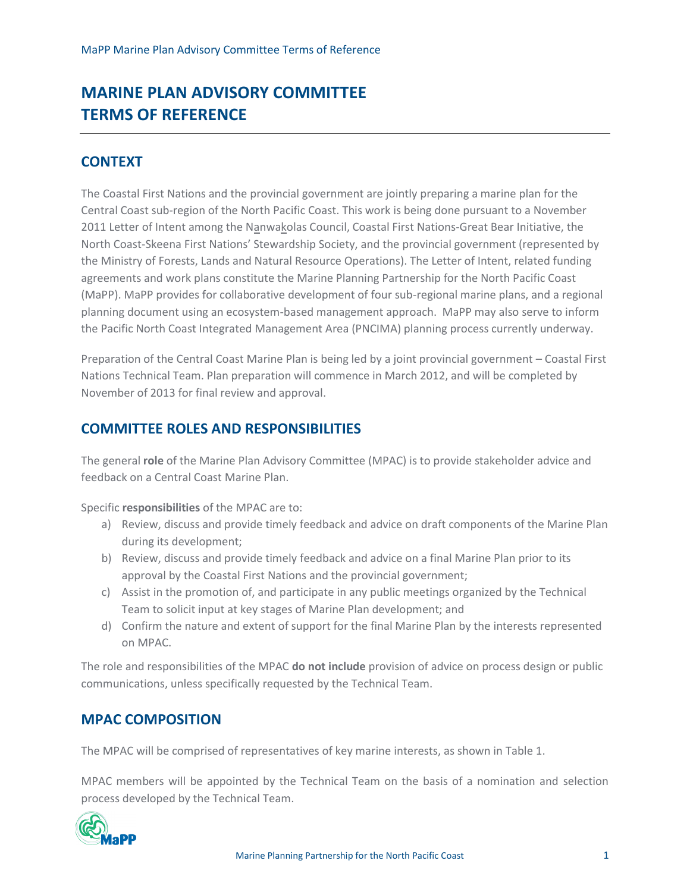# MARINE PLAN ADVISORY COMMITTEE TERMS OF REFERENCE

## CONTEXT

The Coastal First Nations and the provincial government are jointly preparing a marine plan for the Central Coast sub-region of the North Pacific Coast. This work is being done pursuant to a November 2011 Letter of Intent among the Nanwakolas Council, Coastal First Nations-Great Bear Initiative, the North Coast-Skeena First Nations' Stewardship Society, and the provincial government (represented by the Ministry of Forests, Lands and Natural Resource Operations). The Letter of Intent, related funding agreements and work plans constitute the Marine Planning Partnership for the North Pacific Coast (MaPP). MaPP provides for collaborative development of four sub-regional marine plans, and a regional planning document using an ecosystem-based management approach. MaPP may also serve to inform the Pacific North Coast Integrated Management Area (PNCIMA) planning process currently underway.

Preparation of the Central Coast Marine Plan is being led by a joint provincial government – Coastal First Nations Technical Team. Plan preparation will commence in March 2012, and will be completed by November of 2013 for final review and approval.

## COMMITTEE ROLES AND RESPONSIBILITIES

The general **role** of the Marine Plan Advisory Committee (MPAC) is to provide stakeholder advice and feedback on a Central Coast Marine Plan.

Specific **responsibilities** of the MPAC are to:

a) Review, discuss and provide timely feedback and advice on draft components of the Marine Plan during its development;
b) Review, discuss and provide timely feedback and advice on a final Marine Plan prior to its approval by the Coastal First Nations and the provincial government;
c) Assist in the promotion of, and participate in any public meetings organized by the Technical Team to solicit input at key stages of Marine Plan development; and
d) Confirm the nature and extent of support for the final Marine Plan by the interests represented on MPAC.

The role and responsibilities of the MPAC **do not include** provision of advice on process design or public communications, unless specifically requested by the Technical Team.

## MPAC COMPOSITION

The MPAC will be comprised of representatives of key marine interests, as shown in Table 1.

MPAC members will be appointed by the Technical Team on the basis of a nomination and selection process developed by the Technical Team.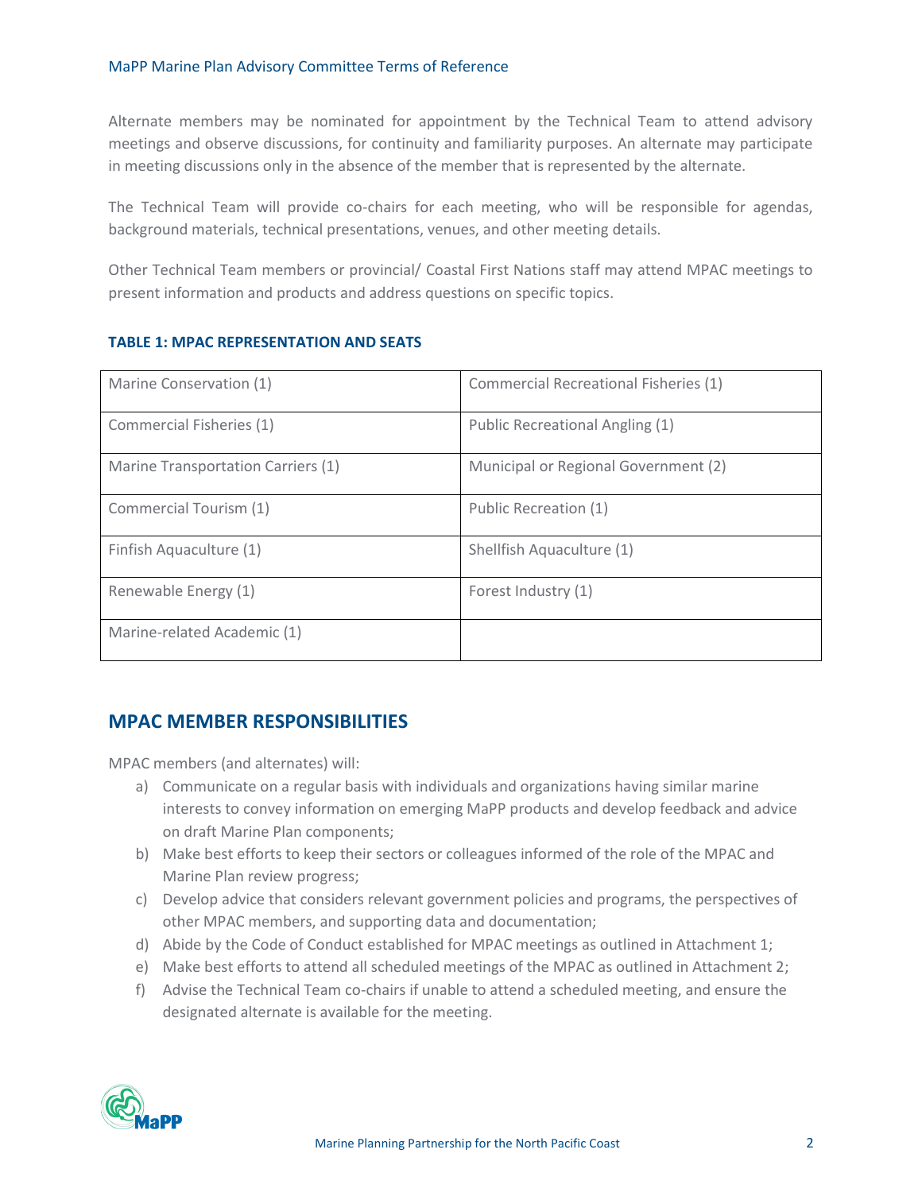Alternate members may be nominated for appointment by the Technical Team to attend advisory meetings and observe discussions, for continuity and familiarity purposes. An alternate may participate in meeting discussions only in the absence of the member that is represented by the alternate.

The Technical Team will provide co-chairs for each meeting, who will be responsible for agendas, background materials, technical presentations, venues, and other meeting details.

Other Technical Team members or provincial/ Coastal First Nations staff may attend MPAC meetings to present information and products and address questions on specific topics.

**TABLE 1: MPAC REPRESENTATION AND SEATS**

| | |
|---|---|
| Marine Conservation (1) | Commercial Recreational Fisheries (1) |
| Commercial Fisheries (1) | Public Recreational Angling (1) |
| Marine Transportation Carriers (1) | Municipal or Regional Government (2) |
| Commercial Tourism (1) | Public Recreation (1) |
| Finfish Aquaculture (1) | Shellfish Aquaculture (1) |
| Renewable Energy (1) | Forest Industry (1) |
| Marine-related Academic (1) | |

## MPAC MEMBER RESPONSIBILITIES

MPAC members (and alternates) will:

a) Communicate on a regular basis with individuals and organizations having similar marine interests to convey information on emerging MaPP products and develop feedback and advice on draft Marine Plan components;
b) Make best efforts to keep their sectors or colleagues informed of the role of the MPAC and Marine Plan review progress;
c) Develop advice that considers relevant government policies and programs, the perspectives of other MPAC members, and supporting data and documentation;
d) Abide by the Code of Conduct established for MPAC meetings as outlined in Attachment 1;
e) Make best efforts to attend all scheduled meetings of the MPAC as outlined in Attachment 2;
f) Advise the Technical Team co-chairs if unable to attend a scheduled meeting, and ensure the designated alternate is available for the meeting.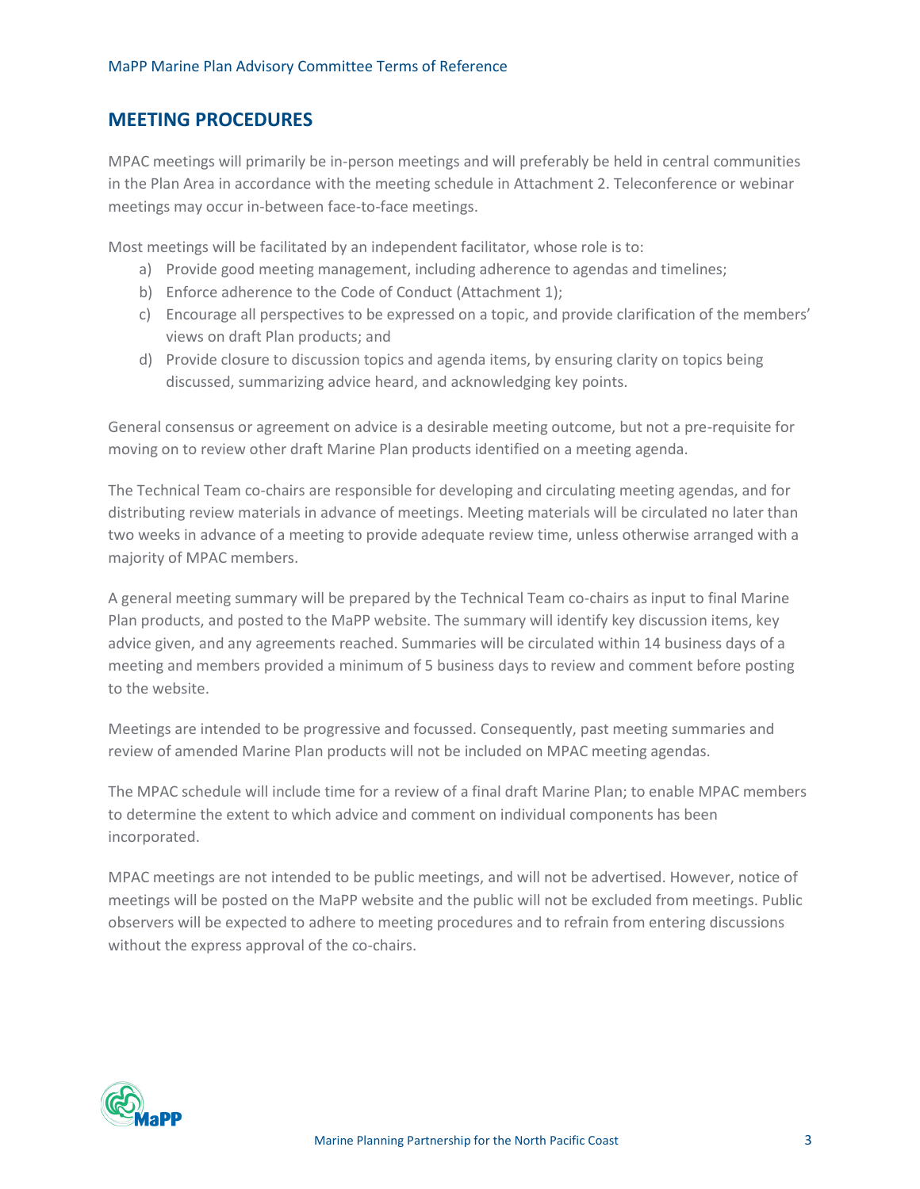## MEETING PROCEDURES

MPAC meetings will primarily be in-person meetings and will preferably be held in central communities in the Plan Area in accordance with the meeting schedule in Attachment 2. Teleconference or webinar meetings may occur in-between face-to-face meetings.

Most meetings will be facilitated by an independent facilitator, whose role is to:

a) Provide good meeting management, including adherence to agendas and timelines;
b) Enforce adherence to the Code of Conduct (Attachment 1);
c) Encourage all perspectives to be expressed on a topic, and provide clarification of the members' views on draft Plan products; and
d) Provide closure to discussion topics and agenda items, by ensuring clarity on topics being discussed, summarizing advice heard, and acknowledging key points.

General consensus or agreement on advice is a desirable meeting outcome, but not a pre-requisite for moving on to review other draft Marine Plan products identified on a meeting agenda.

The Technical Team co-chairs are responsible for developing and circulating meeting agendas, and for distributing review materials in advance of meetings. Meeting materials will be circulated no later than two weeks in advance of a meeting to provide adequate review time, unless otherwise arranged with a majority of MPAC members.

A general meeting summary will be prepared by the Technical Team co-chairs as input to final Marine Plan products, and posted to the MaPP website. The summary will identify key discussion items, key advice given, and any agreements reached. Summaries will be circulated within 14 business days of a meeting and members provided a minimum of 5 business days to review and comment before posting to the website.

Meetings are intended to be progressive and focussed. Consequently, past meeting summaries and review of amended Marine Plan products will not be included on MPAC meeting agendas.

The MPAC schedule will include time for a review of a final draft Marine Plan; to enable MPAC members to determine the extent to which advice and comment on individual components has been incorporated.

MPAC meetings are not intended to be public meetings, and will not be advertised. However, notice of meetings will be posted on the MaPP website and the public will not be excluded from meetings. Public observers will be expected to adhere to meeting procedures and to refrain from entering discussions without the express approval of the co-chairs.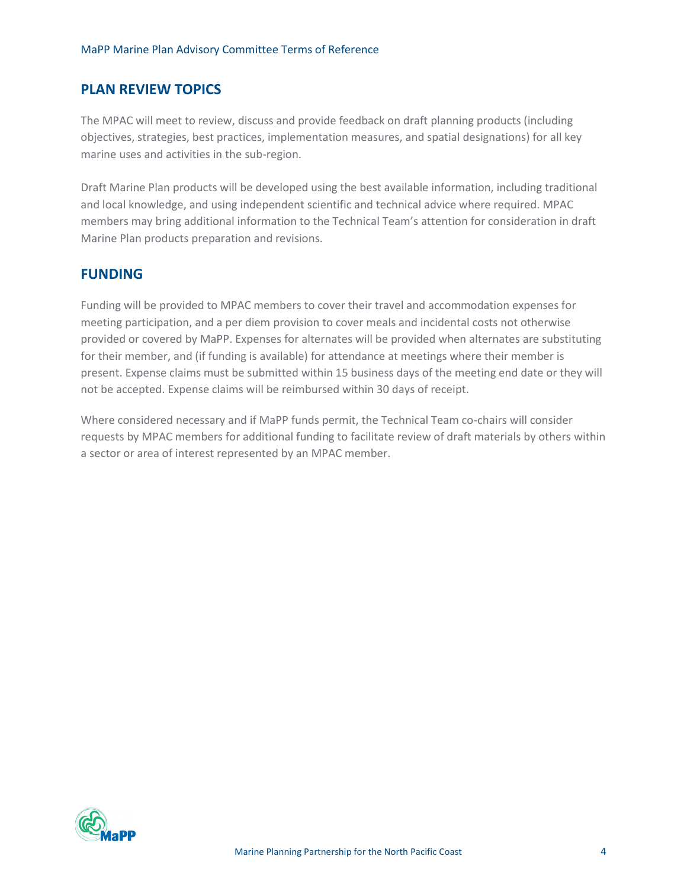## PLAN REVIEW TOPICS

The MPAC will meet to review, discuss and provide feedback on draft planning products (including objectives, strategies, best practices, implementation measures, and spatial designations) for all key marine uses and activities in the sub-region.

Draft Marine Plan products will be developed using the best available information, including traditional and local knowledge, and using independent scientific and technical advice where required. MPAC members may bring additional information to the Technical Team's attention for consideration in draft Marine Plan products preparation and revisions.

## FUNDING

Funding will be provided to MPAC members to cover their travel and accommodation expenses for meeting participation, and a per diem provision to cover meals and incidental costs not otherwise provided or covered by MaPP. Expenses for alternates will be provided when alternates are substituting for their member, and (if funding is available) for attendance at meetings where their member is present. Expense claims must be submitted within 15 business days of the meeting end date or they will not be accepted. Expense claims will be reimbursed within 30 days of receipt.

Where considered necessary and if MaPP funds permit, the Technical Team co-chairs will consider requests by MPAC members for additional funding to facilitate review of draft materials by others within a sector or area of interest represented by an MPAC member.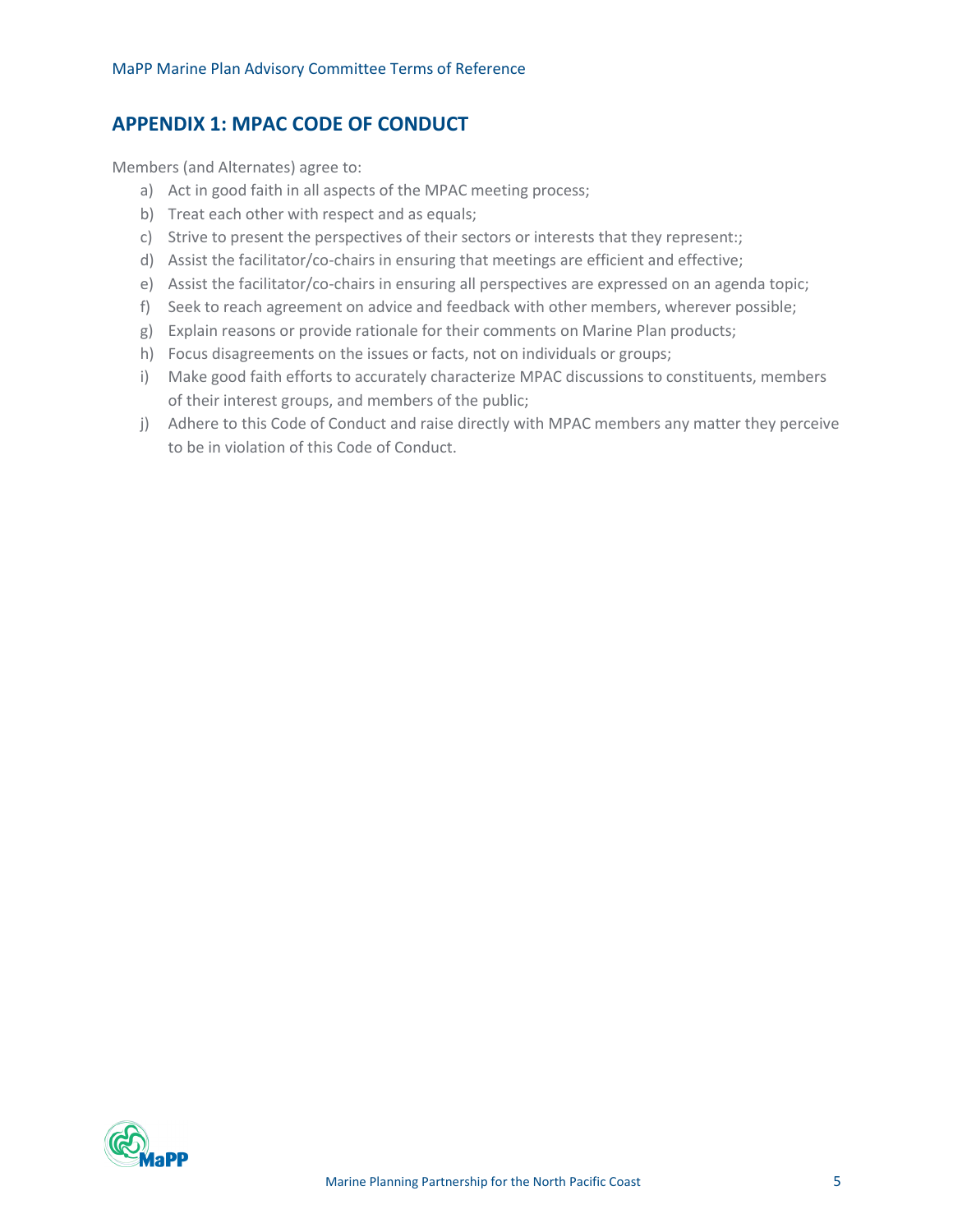## APPENDIX 1: MPAC CODE OF CONDUCT

Members (and Alternates) agree to:

a) Act in good faith in all aspects of the MPAC meeting process;
b) Treat each other with respect and as equals;
c) Strive to present the perspectives of their sectors or interests that they represent:;
d) Assist the facilitator/co-chairs in ensuring that meetings are efficient and effective;
e) Assist the facilitator/co-chairs in ensuring all perspectives are expressed on an agenda topic;
f) Seek to reach agreement on advice and feedback with other members, wherever possible;
g) Explain reasons or provide rationale for their comments on Marine Plan products;
h) Focus disagreements on the issues or facts, not on individuals or groups;
i) Make good faith efforts to accurately characterize MPAC discussions to constituents, members of their interest groups, and members of the public;
j) Adhere to this Code of Conduct and raise directly with MPAC members any matter they perceive to be in violation of this Code of Conduct.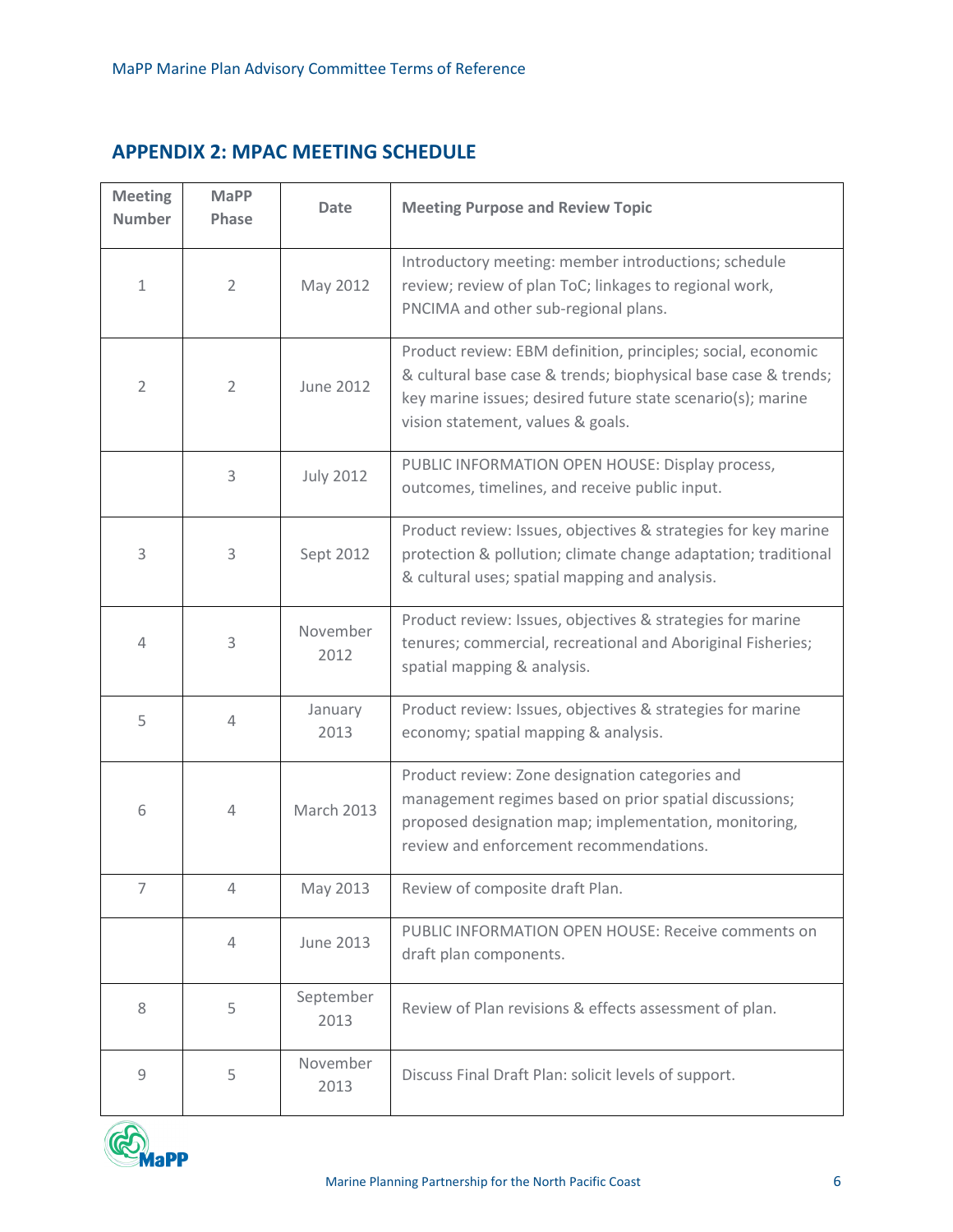## APPENDIX 2: MPAC MEETING SCHEDULE

| Meeting Number | MaPP Phase | Date | Meeting Purpose and Review Topic |
|---|---|---|---|
| 1 | 2 | May 2012 | Introductory meeting: member introductions; schedule review; review of plan ToC; linkages to regional work, PNCIMA and other sub-regional plans. |
| 2 | 2 | June 2012 | Product review: EBM definition, principles; social, economic & cultural base case & trends; biophysical base case & trends; key marine issues; desired future state scenario(s); marine vision statement, values & goals. |
| | 3 | July 2012 | PUBLIC INFORMATION OPEN HOUSE: Display process, outcomes, timelines, and receive public input. |
| 3 | 3 | Sept 2012 | Product review: Issues, objectives & strategies for key marine protection & pollution; climate change adaptation; traditional & cultural uses; spatial mapping and analysis. |
| 4 | 3 | November 2012 | Product review: Issues, objectives & strategies for marine tenures; commercial, recreational and Aboriginal Fisheries; spatial mapping & analysis. |
| 5 | 4 | January 2013 | Product review: Issues, objectives & strategies for marine economy; spatial mapping & analysis. |
| 6 | 4 | March 2013 | Product review: Zone designation categories and management regimes based on prior spatial discussions; proposed designation map; implementation, monitoring, review and enforcement recommendations. |
| 7 | 4 | May 2013 | Review of composite draft Plan. |
| | 4 | June 2013 | PUBLIC INFORMATION OPEN HOUSE: Receive comments on draft plan components. |
| 8 | 5 | September 2013 | Review of Plan revisions & effects assessment of plan. |
| 9 | 5 | November 2013 | Discuss Final Draft Plan: solicit levels of support. |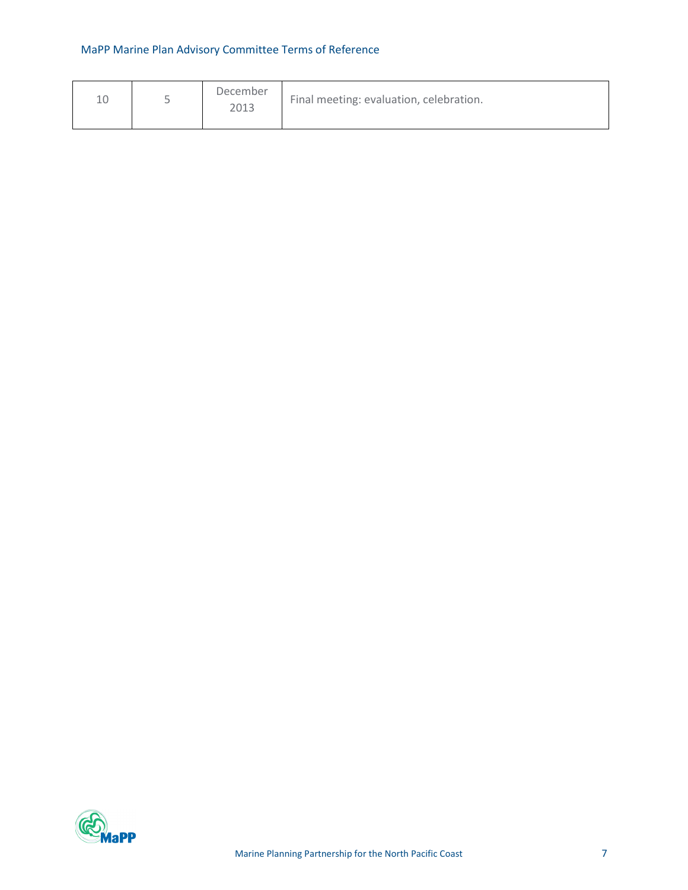| | | | |
|---|---|---|---|
| 10 | 5 | December 2013 | Final meeting: evaluation, celebration. |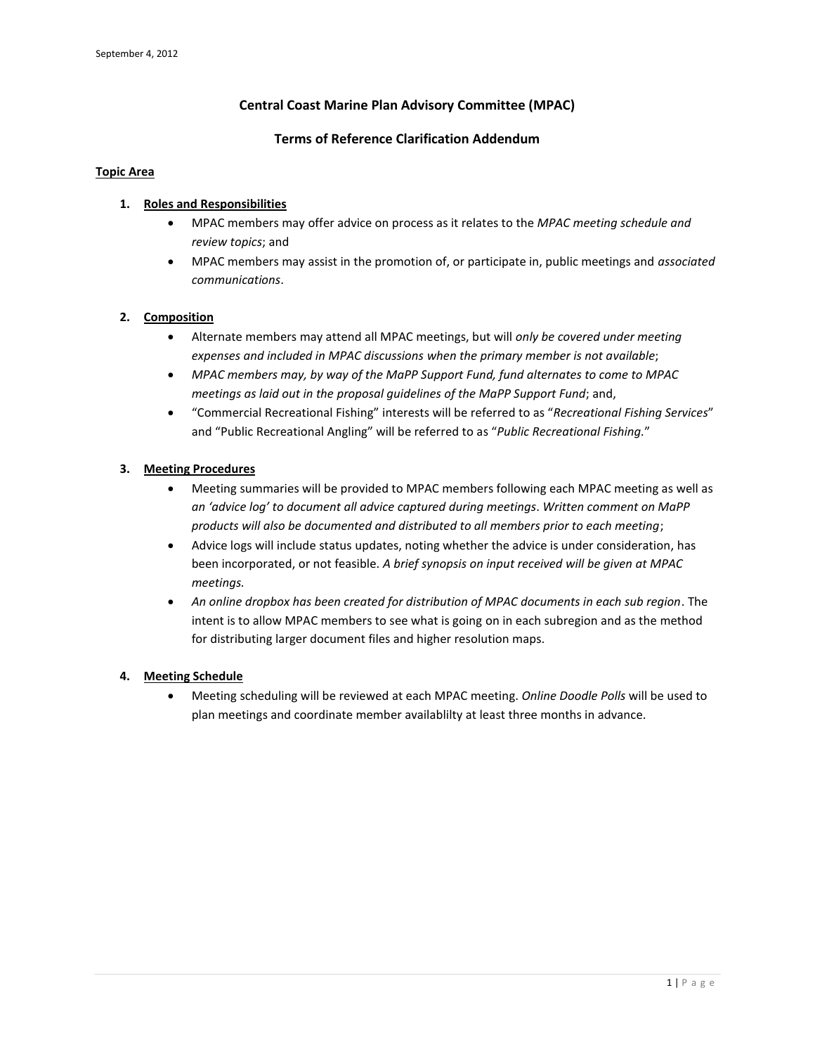September 4, 2012

# Central Coast Marine Plan Advisory Committee (MPAC)

## Terms of Reference Clarification Addendum

**Topic Area**

1. **Roles and Responsibilities**
   - MPAC members may offer advice on process as it relates to the *MPAC meeting schedule and review topics*; and
   - MPAC members may assist in the promotion of, or participate in, public meetings and *associated communications*.

2. **Composition**
   - Alternate members may attend all MPAC meetings, but will *only be covered under meeting expenses and included in MPAC discussions when the primary member is not available*;
   - *MPAC members may, by way of the MaPP Support Fund, fund alternates to come to MPAC meetings as laid out in the proposal guidelines of the MaPP Support Fund*; and,
   - "Commercial Recreational Fishing" interests will be referred to as "*Recreational Fishing Services*" and "Public Recreational Angling" will be referred to as "*Public Recreational Fishing.*"

3. **Meeting Procedures**
   - Meeting summaries will be provided to MPAC members following each MPAC meeting as well as *an 'advice log' to document all advice captured during meetings*. *Written comment on MaPP products will also be documented and distributed to all members prior to each meeting*;
   - Advice logs will include status updates, noting whether the advice is under consideration, has been incorporated, or not feasible. *A brief synopsis on input received will be given at MPAC meetings.*
   - *An online dropbox has been created for distribution of MPAC documents in each sub region*. The intent is to allow MPAC members to see what is going on in each subregion and as the method for distributing larger document files and higher resolution maps.

4. **Meeting Schedule**
   - Meeting scheduling will be reviewed at each MPAC meeting. *Online Doodle Polls* will be used to plan meetings and coordinate member availablilty at least three months in advance.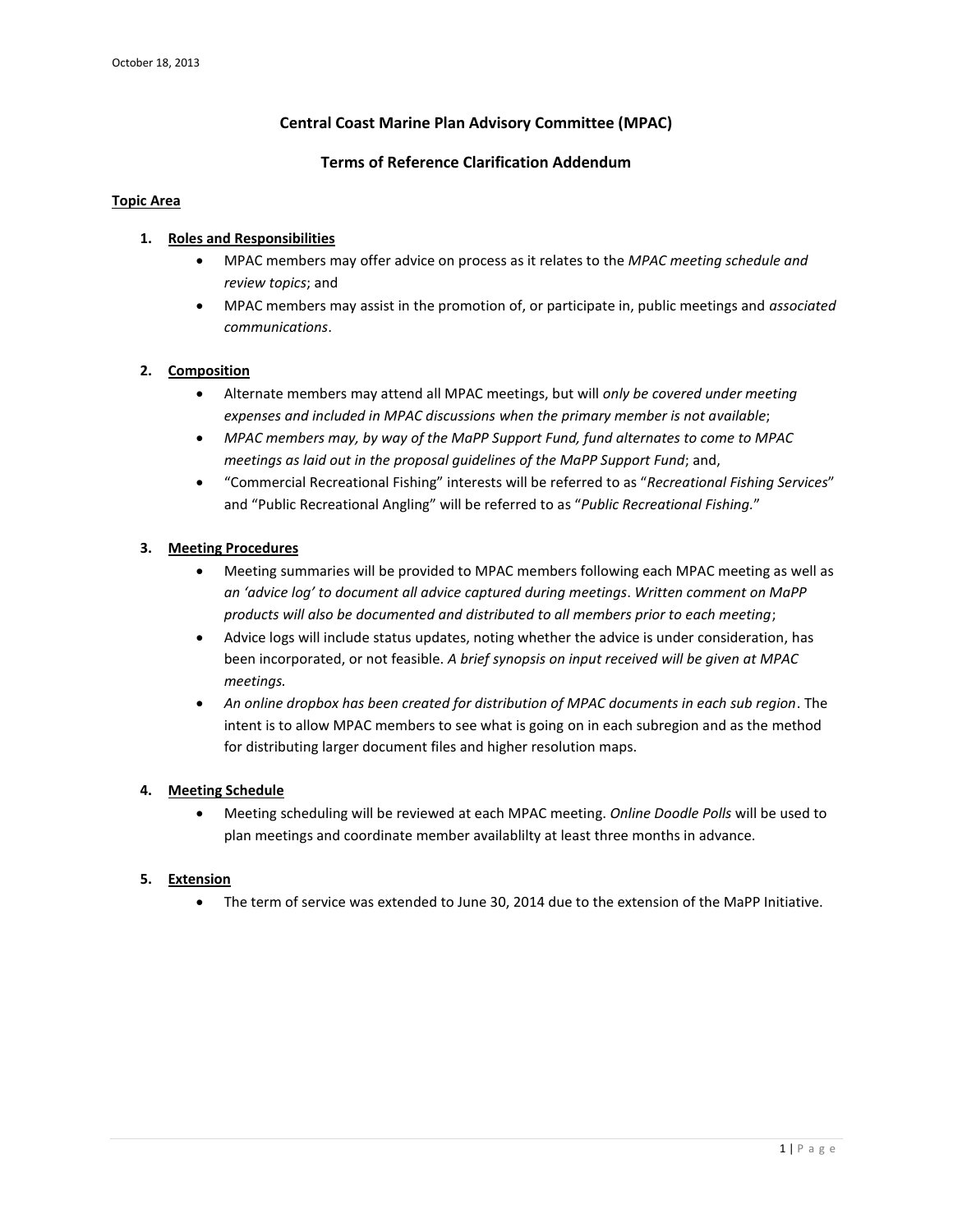October 18, 2013

## Central Coast Marine Plan Advisory Committee (MPAC)

## Terms of Reference Clarification Addendum

**Topic Area**

1. **Roles and Responsibilities**
   - MPAC members may offer advice on process as it relates to the *MPAC meeting schedule and review topics*; and
   - MPAC members may assist in the promotion of, or participate in, public meetings and *associated communications*.

2. **Composition**
   - Alternate members may attend all MPAC meetings, but will *only be covered under meeting expenses and included in MPAC discussions when the primary member is not available*;
   - *MPAC members may, by way of the MaPP Support Fund, fund alternates to come to MPAC meetings as laid out in the proposal guidelines of the MaPP Support Fund*; and,
   - "Commercial Recreational Fishing" interests will be referred to as "*Recreational Fishing Services*" and "Public Recreational Angling" will be referred to as "*Public Recreational Fishing.*"

3. **Meeting Procedures**
   - Meeting summaries will be provided to MPAC members following each MPAC meeting as well as *an 'advice log' to document all advice captured during meetings*. *Written comment on MaPP products will also be documented and distributed to all members prior to each meeting*;
   - Advice logs will include status updates, noting whether the advice is under consideration, has been incorporated, or not feasible. *A brief synopsis on input received will be given at MPAC meetings.*
   - *An online dropbox has been created for distribution of MPAC documents in each sub region*. The intent is to allow MPAC members to see what is going on in each subregion and as the method for distributing larger document files and higher resolution maps.

4. **Meeting Schedule**
   - Meeting scheduling will be reviewed at each MPAC meeting. *Online Doodle Polls* will be used to plan meetings and coordinate member availablilty at least three months in advance.

5. **Extension**
   - The term of service was extended to June 30, 2014 due to the extension of the MaPP Initiative.